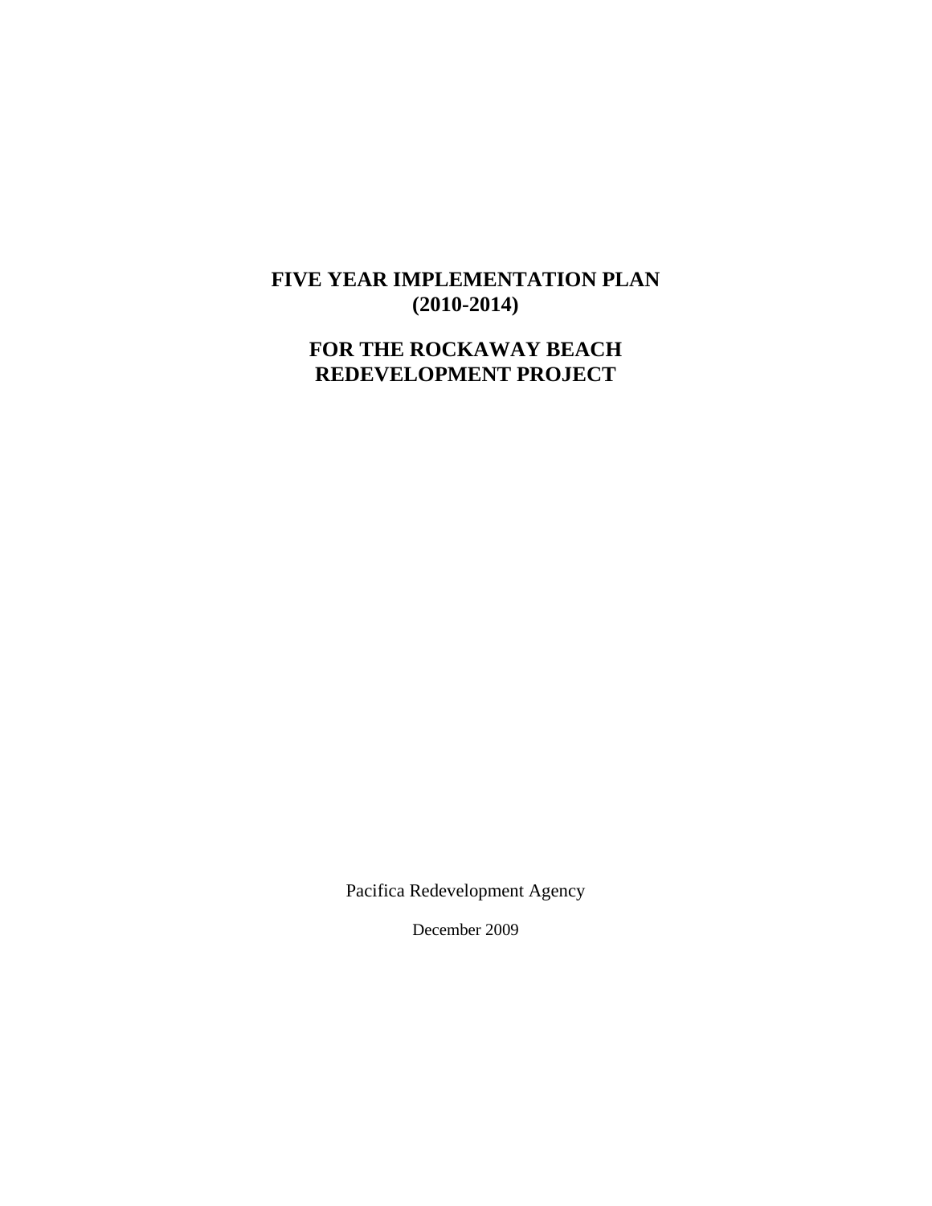# FIVE YEAR IMPLEMENTATION PLAN (2010-2014)

# FOR THE ROCKAWAY BEACH REDEVELOPMENT PROJECT

Pacifica Redevelopment Agency

December 2009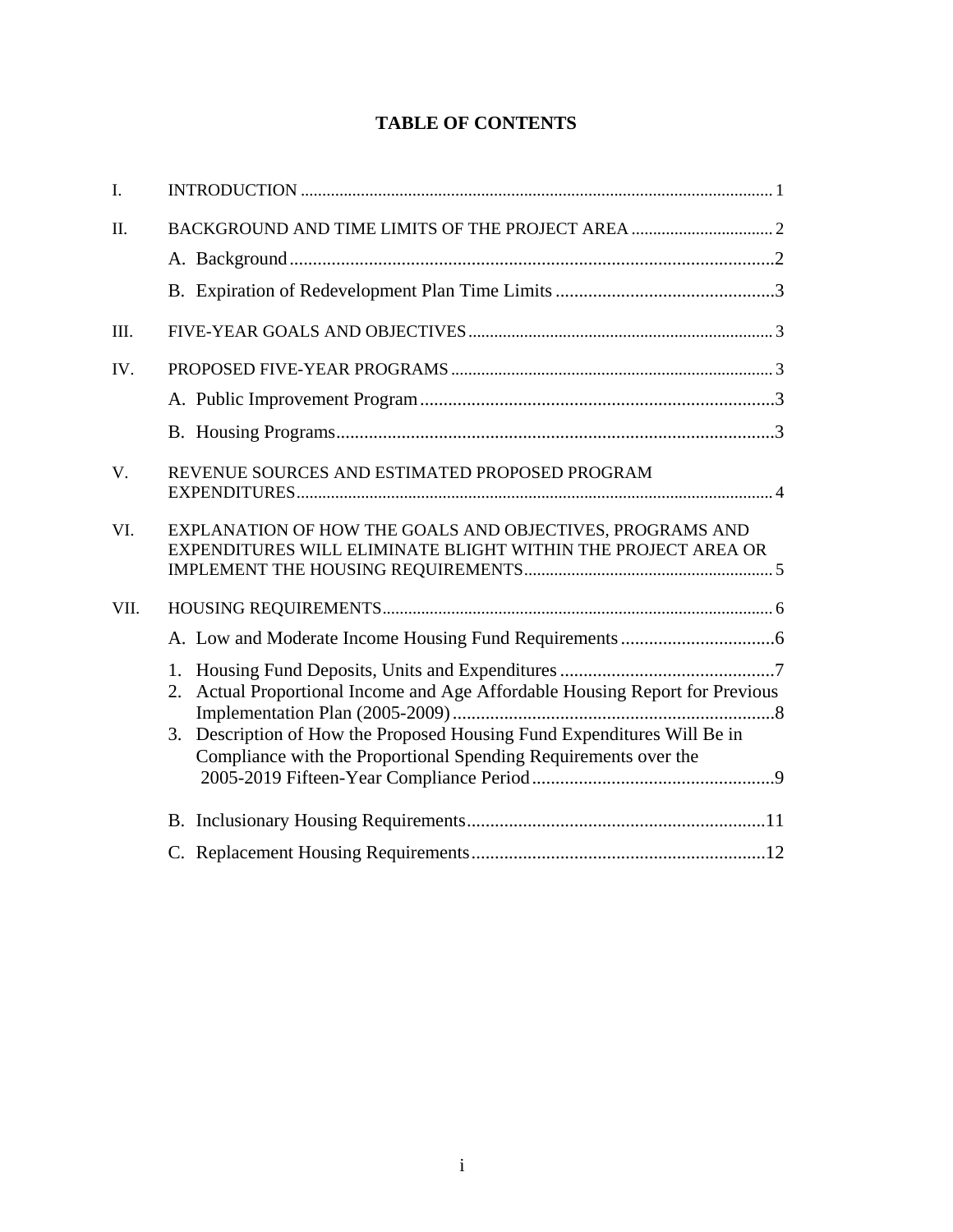# TABLE OF CONTENTS

I. INTRODUCTION ... 1

II. BACKGROUND AND TIME LIMITS OF THE PROJECT AREA ... 2

- A. Background ... 2
- B. Expiration of Redevelopment Plan Time Limits ... 3

III. FIVE-YEAR GOALS AND OBJECTIVES ... 3

IV. PROPOSED FIVE-YEAR PROGRAMS ... 3

- A. Public Improvement Program ... 3
- B. Housing Programs ... 3

V. REVENUE SOURCES AND ESTIMATED PROPOSED PROGRAM EXPENDITURES ... 4

VI. EXPLANATION OF HOW THE GOALS AND OBJECTIVES, PROGRAMS AND EXPENDITURES WILL ELIMINATE BLIGHT WITHIN THE PROJECT AREA OR IMPLEMENT THE HOUSING REQUIREMENTS ... 5

VII. HOUSING REQUIREMENTS ... 6

- A. Low and Moderate Income Housing Fund Requirements ... 6
  1. Housing Fund Deposits, Units and Expenditures ... 7
  2. Actual Proportional Income and Age Affordable Housing Report for Previous Implementation Plan (2005-2009) ... 8
  3. Description of How the Proposed Housing Fund Expenditures Will Be in Compliance with the Proportional Spending Requirements over the 2005-2019 Fifteen-Year Compliance Period ... 9
- B. Inclusionary Housing Requirements ... 11
- C. Replacement Housing Requirements ... 12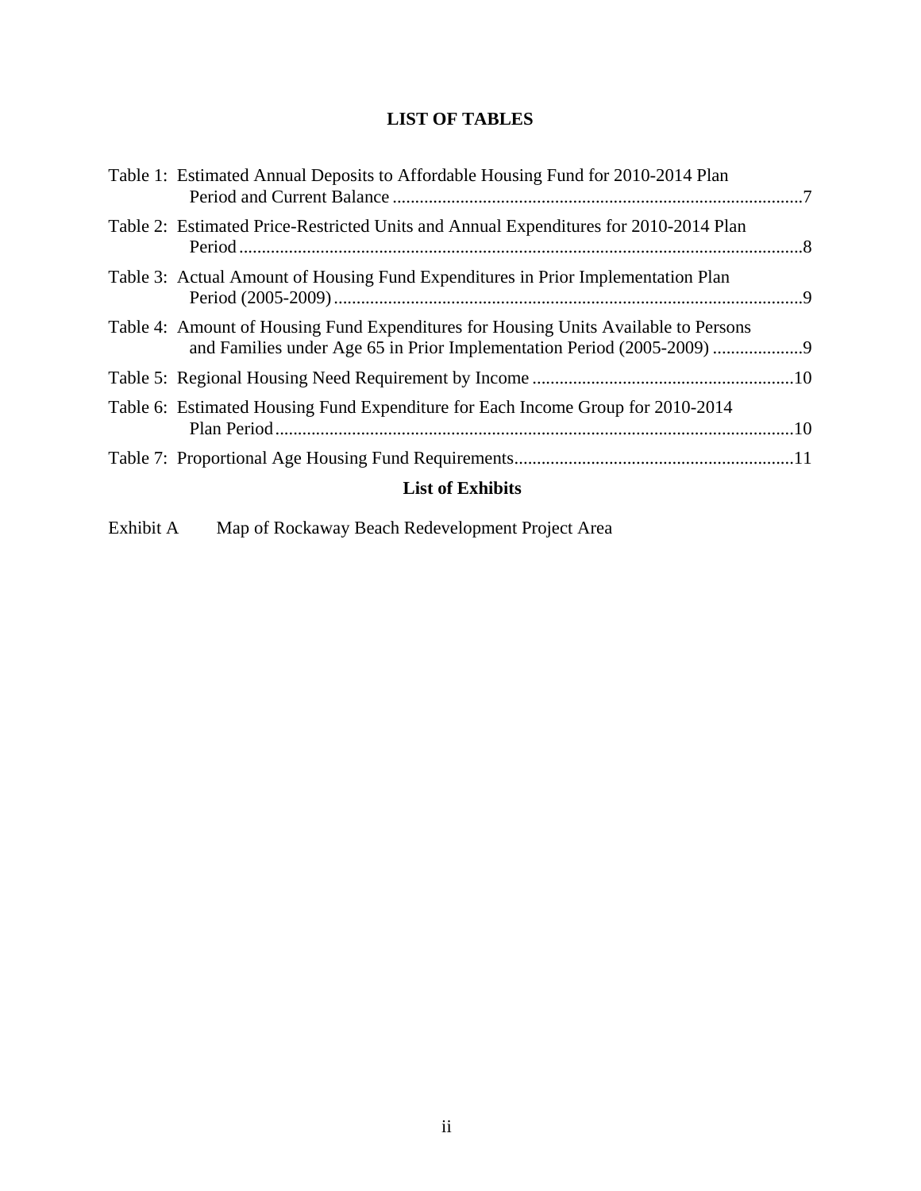# LIST OF TABLES

Table 1: Estimated Annual Deposits to Affordable Housing Fund for 2010-2014 Plan Period and Current Balance ....7

Table 2: Estimated Price-Restricted Units and Annual Expenditures for 2010-2014 Plan Period ....8

Table 3: Actual Amount of Housing Fund Expenditures in Prior Implementation Plan Period (2005-2009) ....9

Table 4: Amount of Housing Fund Expenditures for Housing Units Available to Persons and Families under Age 65 in Prior Implementation Period (2005-2009) ....9

Table 5: Regional Housing Need Requirement by Income ....10

Table 6: Estimated Housing Fund Expenditure for Each Income Group for 2010-2014 Plan Period ....10

Table 7: Proportional Age Housing Fund Requirements....11

## List of Exhibits

Exhibit A Map of Rockaway Beach Redevelopment Project Area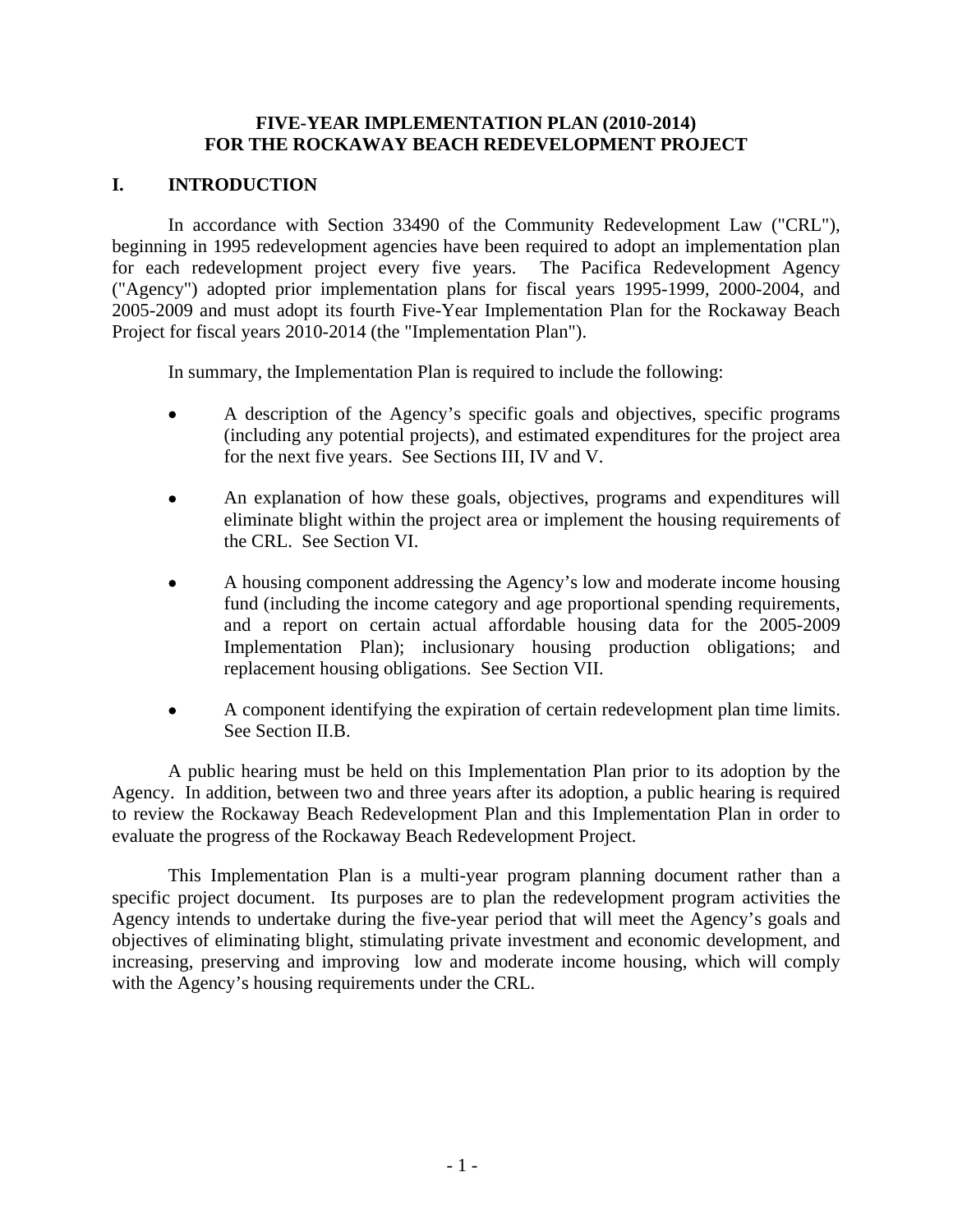# FIVE-YEAR IMPLEMENTATION PLAN (2010-2014) FOR THE ROCKAWAY BEACH REDEVELOPMENT PROJECT

## I. INTRODUCTION

In accordance with Section 33490 of the Community Redevelopment Law ("CRL"), beginning in 1995 redevelopment agencies have been required to adopt an implementation plan for each redevelopment project every five years. The Pacifica Redevelopment Agency ("Agency") adopted prior implementation plans for fiscal years 1995-1999, 2000-2004, and 2005-2009 and must adopt its fourth Five-Year Implementation Plan for the Rockaway Beach Project for fiscal years 2010-2014 (the "Implementation Plan").

In summary, the Implementation Plan is required to include the following:

- A description of the Agency's specific goals and objectives, specific programs (including any potential projects), and estimated expenditures for the project area for the next five years. See Sections III, IV and V.
- An explanation of how these goals, objectives, programs and expenditures will eliminate blight within the project area or implement the housing requirements of the CRL. See Section VI.
- A housing component addressing the Agency's low and moderate income housing fund (including the income category and age proportional spending requirements, and a report on certain actual affordable housing data for the 2005-2009 Implementation Plan); inclusionary housing production obligations; and replacement housing obligations. See Section VII.
- A component identifying the expiration of certain redevelopment plan time limits. See Section II.B.

A public hearing must be held on this Implementation Plan prior to its adoption by the Agency. In addition, between two and three years after its adoption, a public hearing is required to review the Rockaway Beach Redevelopment Plan and this Implementation Plan in order to evaluate the progress of the Rockaway Beach Redevelopment Project.

This Implementation Plan is a multi-year program planning document rather than a specific project document. Its purposes are to plan the redevelopment program activities the Agency intends to undertake during the five-year period that will meet the Agency's goals and objectives of eliminating blight, stimulating private investment and economic development, and increasing, preserving and improving low and moderate income housing, which will comply with the Agency's housing requirements under the CRL.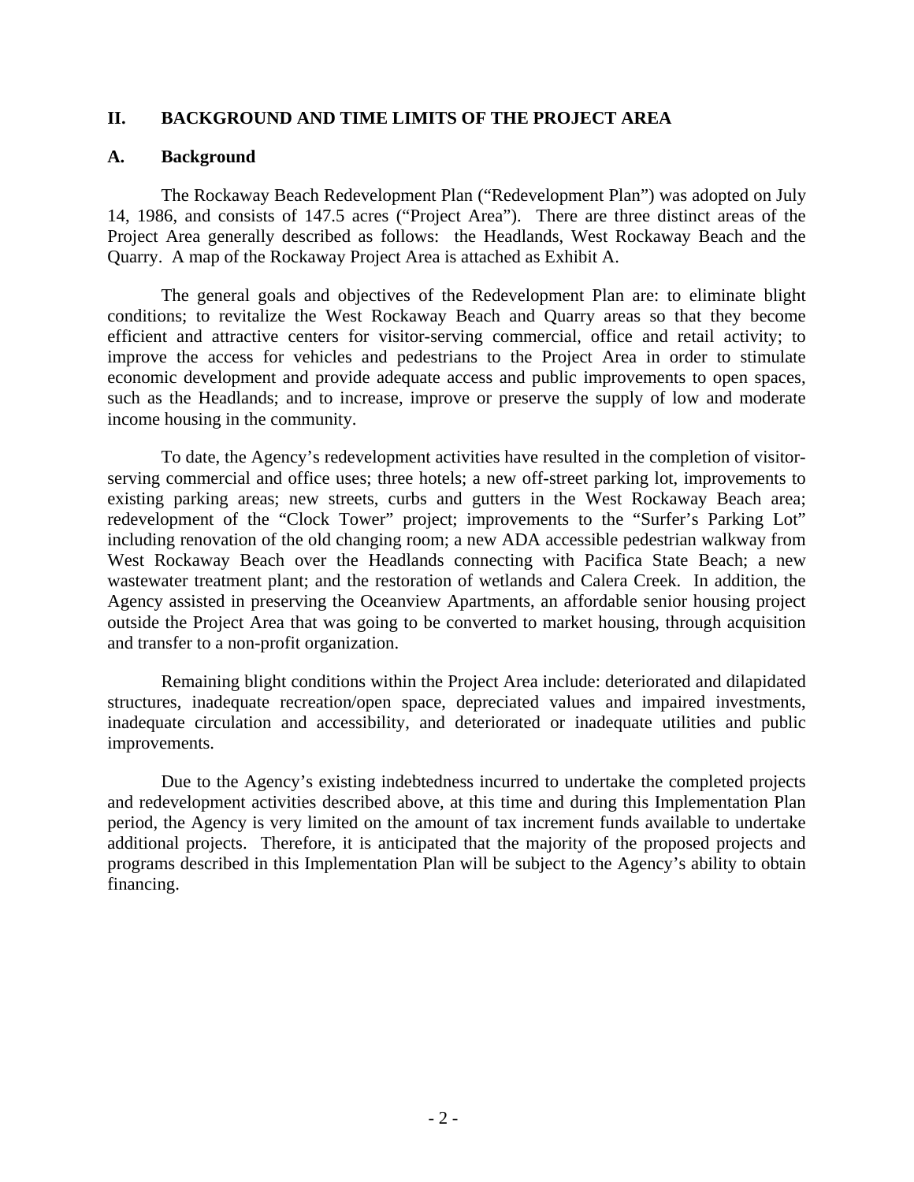## II. BACKGROUND AND TIME LIMITS OF THE PROJECT AREA

### A. Background

The Rockaway Beach Redevelopment Plan ("Redevelopment Plan") was adopted on July 14, 1986, and consists of 147.5 acres ("Project Area"). There are three distinct areas of the Project Area generally described as follows: the Headlands, West Rockaway Beach and the Quarry. A map of the Rockaway Project Area is attached as Exhibit A.

The general goals and objectives of the Redevelopment Plan are: to eliminate blight conditions; to revitalize the West Rockaway Beach and Quarry areas so that they become efficient and attractive centers for visitor-serving commercial, office and retail activity; to improve the access for vehicles and pedestrians to the Project Area in order to stimulate economic development and provide adequate access and public improvements to open spaces, such as the Headlands; and to increase, improve or preserve the supply of low and moderate income housing in the community.

To date, the Agency's redevelopment activities have resulted in the completion of visitor-serving commercial and office uses; three hotels; a new off-street parking lot, improvements to existing parking areas; new streets, curbs and gutters in the West Rockaway Beach area; redevelopment of the "Clock Tower" project; improvements to the "Surfer's Parking Lot" including renovation of the old changing room; a new ADA accessible pedestrian walkway from West Rockaway Beach over the Headlands connecting with Pacifica State Beach; a new wastewater treatment plant; and the restoration of wetlands and Calera Creek. In addition, the Agency assisted in preserving the Oceanview Apartments, an affordable senior housing project outside the Project Area that was going to be converted to market housing, through acquisition and transfer to a non-profit organization.

Remaining blight conditions within the Project Area include: deteriorated and dilapidated structures, inadequate recreation/open space, depreciated values and impaired investments, inadequate circulation and accessibility, and deteriorated or inadequate utilities and public improvements.

Due to the Agency's existing indebtedness incurred to undertake the completed projects and redevelopment activities described above, at this time and during this Implementation Plan period, the Agency is very limited on the amount of tax increment funds available to undertake additional projects. Therefore, it is anticipated that the majority of the proposed projects and programs described in this Implementation Plan will be subject to the Agency's ability to obtain financing.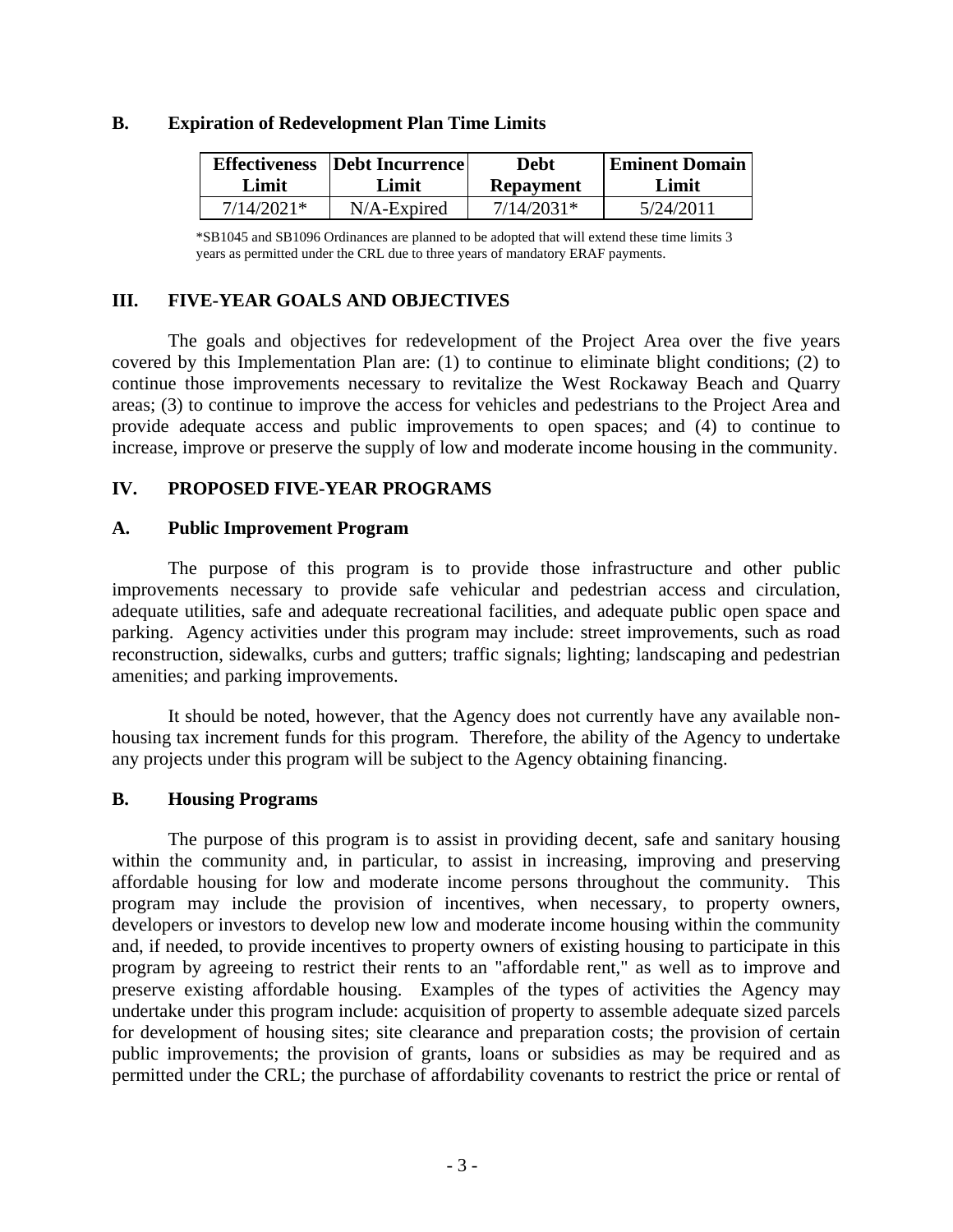## B. Expiration of Redevelopment Plan Time Limits

| Effectiveness Limit | Debt Incurrence Limit | Debt Repayment | Eminent Domain Limit |
|---|---|---|---|
| 7/14/2021* | N/A-Expired | 7/14/2031* | 5/24/2011 |

*SB1045 and SB1096 Ordinances are planned to be adopted that will extend these time limits 3 years as permitted under the CRL due to three years of mandatory ERAF payments.

## III. FIVE-YEAR GOALS AND OBJECTIVES

The goals and objectives for redevelopment of the Project Area over the five years covered by this Implementation Plan are: (1) to continue to eliminate blight conditions; (2) to continue those improvements necessary to revitalize the West Rockaway Beach and Quarry areas; (3) to continue to improve the access for vehicles and pedestrians to the Project Area and provide adequate access and public improvements to open spaces; and (4) to continue to increase, improve or preserve the supply of low and moderate income housing in the community.

## IV. PROPOSED FIVE-YEAR PROGRAMS

### A. Public Improvement Program

The purpose of this program is to provide those infrastructure and other public improvements necessary to provide safe vehicular and pedestrian access and circulation, adequate utilities, safe and adequate recreational facilities, and adequate public open space and parking. Agency activities under this program may include: street improvements, such as road reconstruction, sidewalks, curbs and gutters; traffic signals; lighting; landscaping and pedestrian amenities; and parking improvements.

It should be noted, however, that the Agency does not currently have any available non-housing tax increment funds for this program. Therefore, the ability of the Agency to undertake any projects under this program will be subject to the Agency obtaining financing.

### B. Housing Programs

The purpose of this program is to assist in providing decent, safe and sanitary housing within the community and, in particular, to assist in increasing, improving and preserving affordable housing for low and moderate income persons throughout the community. This program may include the provision of incentives, when necessary, to property owners, developers or investors to develop new low and moderate income housing within the community and, if needed, to provide incentives to property owners of existing housing to participate in this program by agreeing to restrict their rents to an "affordable rent," as well as to improve and preserve existing affordable housing. Examples of the types of activities the Agency may undertake under this program include: acquisition of property to assemble adequate sized parcels for development of housing sites; site clearance and preparation costs; the provision of certain public improvements; the provision of grants, loans or subsidies as may be required and as permitted under the CRL; the purchase of affordability covenants to restrict the price or rental of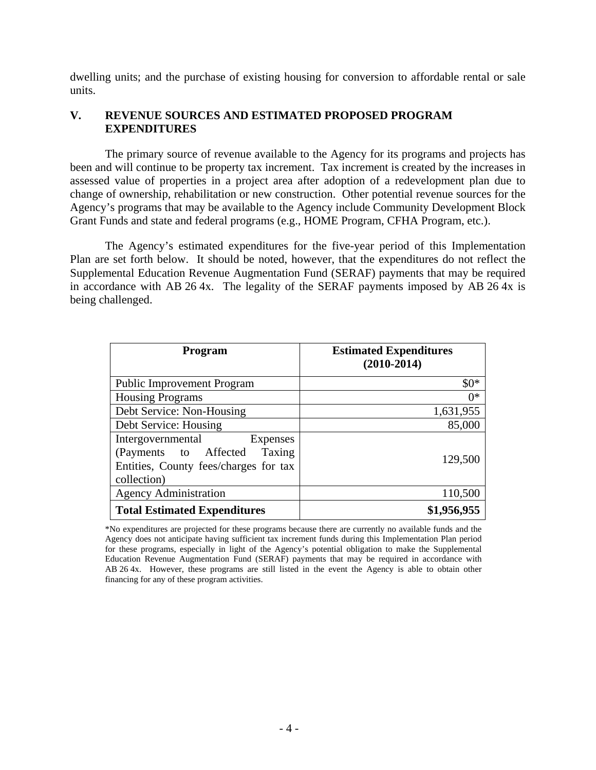dwelling units; and the purchase of existing housing for conversion to affordable rental or sale units.

## V. REVENUE SOURCES AND ESTIMATED PROPOSED PROGRAM EXPENDITURES

The primary source of revenue available to the Agency for its programs and projects has been and will continue to be property tax increment. Tax increment is created by the increases in assessed value of properties in a project area after adoption of a redevelopment plan due to change of ownership, rehabilitation or new construction. Other potential revenue sources for the Agency's programs that may be available to the Agency include Community Development Block Grant Funds and state and federal programs (e.g., HOME Program, CFHA Program, etc.).

The Agency's estimated expenditures for the five-year period of this Implementation Plan are set forth below. It should be noted, however, that the expenditures do not reflect the Supplemental Education Revenue Augmentation Fund (SERAF) payments that may be required in accordance with AB 26 4x. The legality of the SERAF payments imposed by AB 26 4x is being challenged.

| Program | Estimated Expenditures (2010-2014) |
|---|---|
| Public Improvement Program | $0* |
| Housing Programs | 0* |
| Debt Service: Non-Housing | 1,631,955 |
| Debt Service: Housing | 85,000 |
| Intergovernmental Expenses (Payments to Affected Taxing Entities, County fees/charges for tax collection) | 129,500 |
| Agency Administration | 110,500 |
| **Total Estimated Expenditures** | **$1,956,955** |

*No expenditures are projected for these programs because there are currently no available funds and the Agency does not anticipate having sufficient tax increment funds during this Implementation Plan period for these programs, especially in light of the Agency's potential obligation to make the Supplemental Education Revenue Augmentation Fund (SERAF) payments that may be required in accordance with AB 26 4x. However, these programs are still listed in the event the Agency is able to obtain other financing for any of these program activities.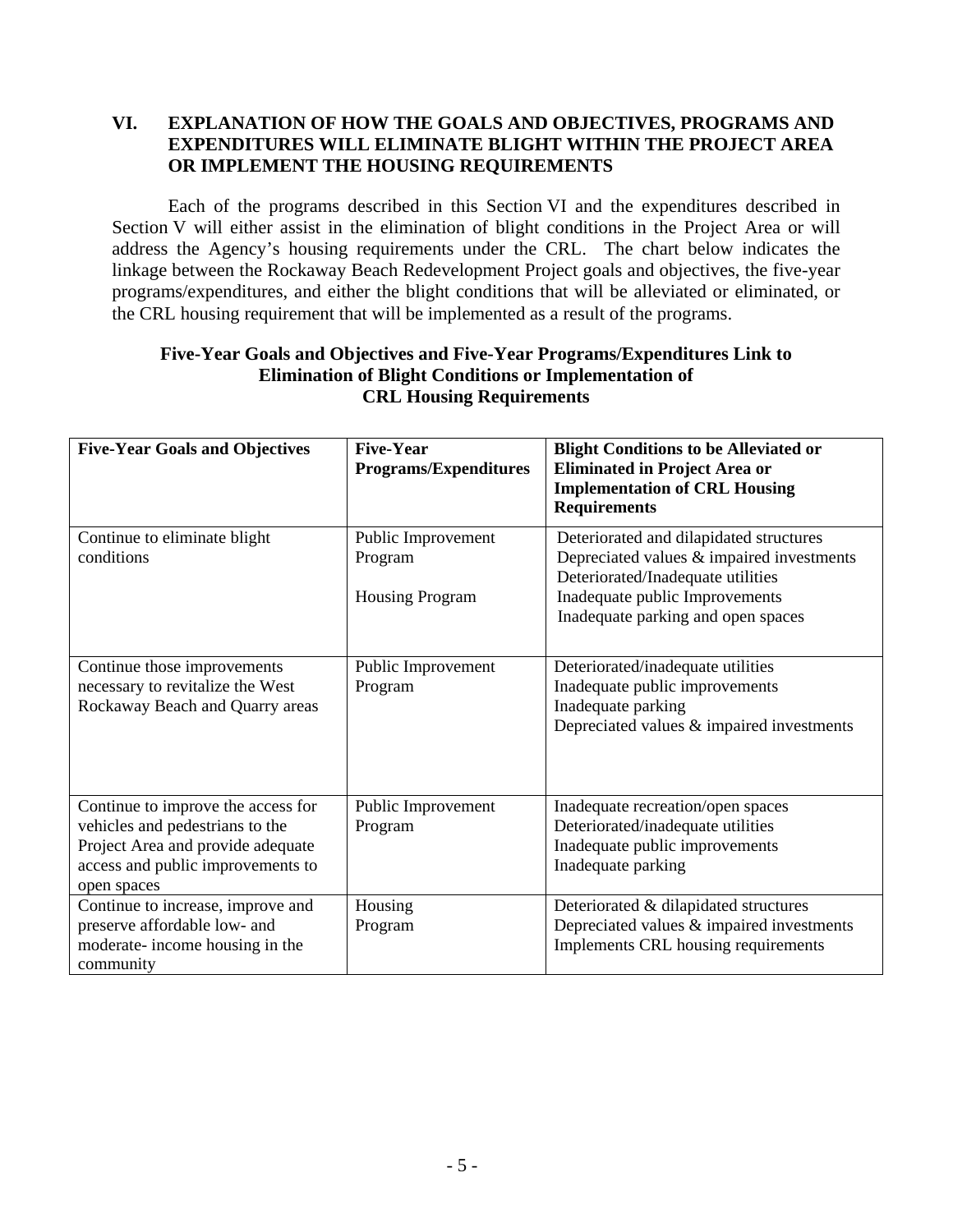## VI. EXPLANATION OF HOW THE GOALS AND OBJECTIVES, PROGRAMS AND EXPENDITURES WILL ELIMINATE BLIGHT WITHIN THE PROJECT AREA OR IMPLEMENT THE HOUSING REQUIREMENTS

Each of the programs described in this Section VI and the expenditures described in Section V will either assist in the elimination of blight conditions in the Project Area or will address the Agency's housing requirements under the CRL. The chart below indicates the linkage between the Rockaway Beach Redevelopment Project goals and objectives, the five-year programs/expenditures, and either the blight conditions that will be alleviated or eliminated, or the CRL housing requirement that will be implemented as a result of the programs.

**Five-Year Goals and Objectives and Five-Year Programs/Expenditures Link to Elimination of Blight Conditions or Implementation of CRL Housing Requirements**

| Five-Year Goals and Objectives | Five-Year Programs/Expenditures | Blight Conditions to be Alleviated or Eliminated in Project Area or Implementation of CRL Housing Requirements |
|---|---|---|
| Continue to eliminate blight conditions | Public Improvement Program<br><br>Housing Program | Deteriorated and dilapidated structures<br>Depreciated values & impaired investments<br>Deteriorated/Inadequate utilities<br>Inadequate public Improvements<br>Inadequate parking and open spaces |
| Continue those improvements necessary to revitalize the West Rockaway Beach and Quarry areas | Public Improvement Program | Deteriorated/inadequate utilities<br>Inadequate public improvements<br>Inadequate parking<br>Depreciated values & impaired investments |
| Continue to improve the access for vehicles and pedestrians to the Project Area and provide adequate access and public improvements to open spaces | Public Improvement Program | Inadequate recreation/open spaces<br>Deteriorated/inadequate utilities<br>Inadequate public improvements<br>Inadequate parking |
| Continue to increase, improve and preserve affordable low- and moderate- income housing in the community | Housing Program | Deteriorated & dilapidated structures<br>Depreciated values & impaired investments<br>Implements CRL housing requirements |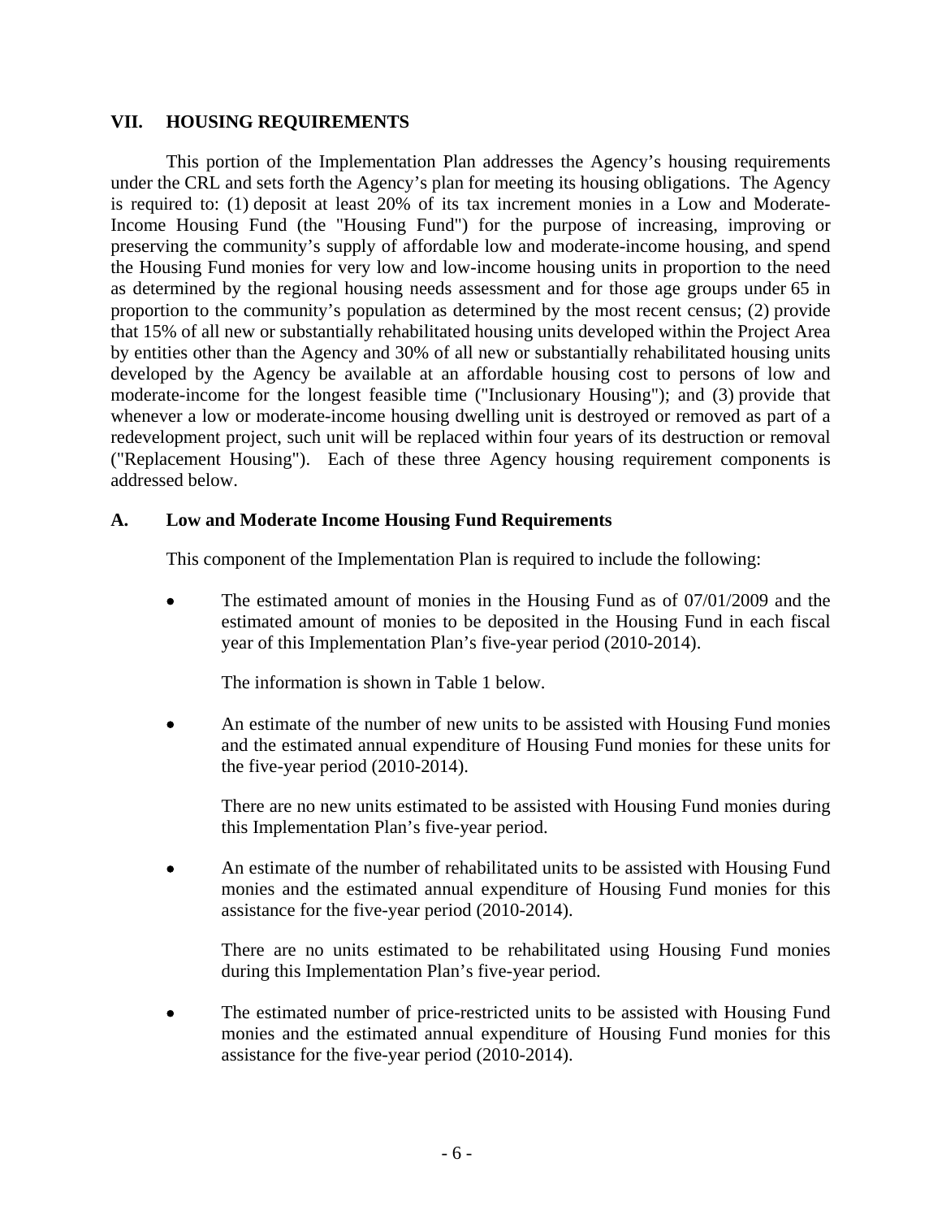## VII. HOUSING REQUIREMENTS

This portion of the Implementation Plan addresses the Agency's housing requirements under the CRL and sets forth the Agency's plan for meeting its housing obligations. The Agency is required to: (1) deposit at least 20% of its tax increment monies in a Low and Moderate-Income Housing Fund (the "Housing Fund") for the purpose of increasing, improving or preserving the community's supply of affordable low and moderate-income housing, and spend the Housing Fund monies for very low and low-income housing units in proportion to the need as determined by the regional housing needs assessment and for those age groups under 65 in proportion to the community's population as determined by the most recent census; (2) provide that 15% of all new or substantially rehabilitated housing units developed within the Project Area by entities other than the Agency and 30% of all new or substantially rehabilitated housing units developed by the Agency be available at an affordable housing cost to persons of low and moderate-income for the longest feasible time ("Inclusionary Housing"); and (3) provide that whenever a low or moderate-income housing dwelling unit is destroyed or removed as part of a redevelopment project, such unit will be replaced within four years of its destruction or removal ("Replacement Housing"). Each of these three Agency housing requirement components is addressed below.

### A. Low and Moderate Income Housing Fund Requirements

This component of the Implementation Plan is required to include the following:

- The estimated amount of monies in the Housing Fund as of 07/01/2009 and the estimated amount of monies to be deposited in the Housing Fund in each fiscal year of this Implementation Plan's five-year period (2010-2014).

  The information is shown in Table 1 below.

- An estimate of the number of new units to be assisted with Housing Fund monies and the estimated annual expenditure of Housing Fund monies for these units for the five-year period (2010-2014).

  There are no new units estimated to be assisted with Housing Fund monies during this Implementation Plan's five-year period.

- An estimate of the number of rehabilitated units to be assisted with Housing Fund monies and the estimated annual expenditure of Housing Fund monies for this assistance for the five-year period (2010-2014).

  There are no units estimated to be rehabilitated using Housing Fund monies during this Implementation Plan's five-year period.

- The estimated number of price-restricted units to be assisted with Housing Fund monies and the estimated annual expenditure of Housing Fund monies for this assistance for the five-year period (2010-2014).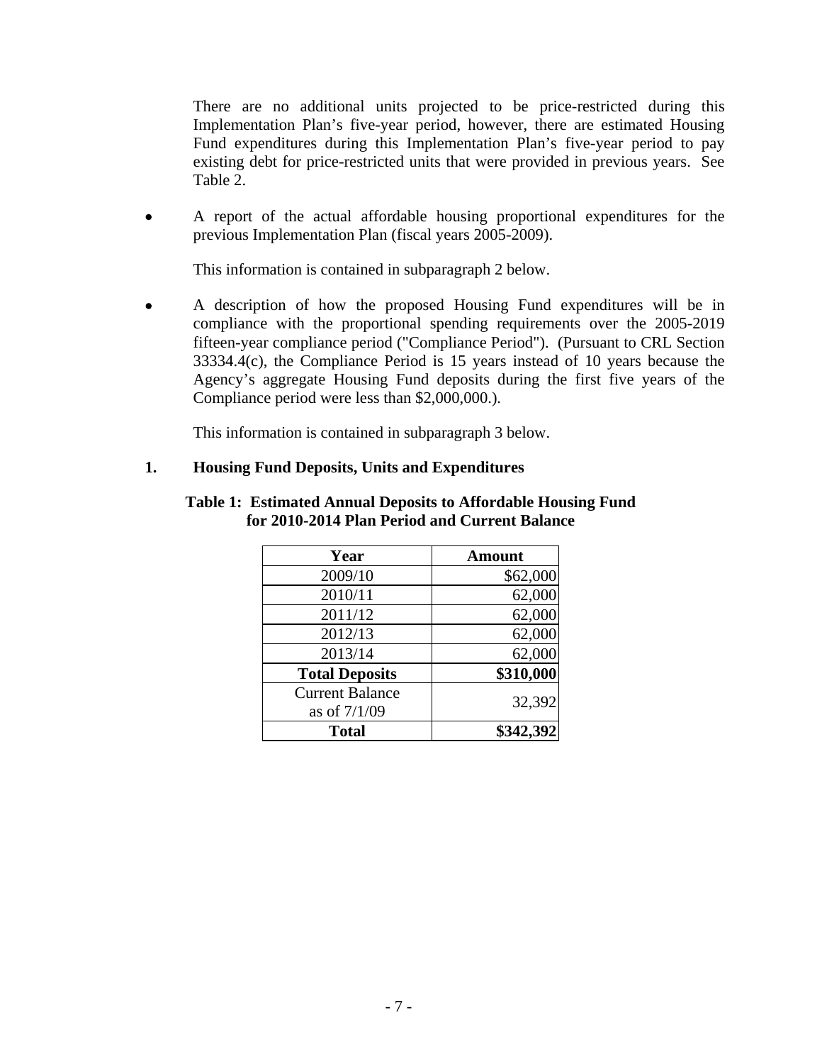There are no additional units projected to be price-restricted during this Implementation Plan's five-year period, however, there are estimated Housing Fund expenditures during this Implementation Plan's five-year period to pay existing debt for price-restricted units that were provided in previous years. See Table 2.

- A report of the actual affordable housing proportional expenditures for the previous Implementation Plan (fiscal years 2005-2009).

  This information is contained in subparagraph 2 below.

- A description of how the proposed Housing Fund expenditures will be in compliance with the proportional spending requirements over the 2005-2019 fifteen-year compliance period ("Compliance Period"). (Pursuant to CRL Section 33334.4(c), the Compliance Period is 15 years instead of 10 years because the Agency's aggregate Housing Fund deposits during the first five years of the Compliance period were less than $2,000,000.).

  This information is contained in subparagraph 3 below.

## 1. Housing Fund Deposits, Units and Expenditures

**Table 1: Estimated Annual Deposits to Affordable Housing Fund for 2010-2014 Plan Period and Current Balance**

| Year | Amount |
|---|---:|
| 2009/10 | $62,000 |
| 2010/11 | 62,000 |
| 2011/12 | 62,000 |
| 2012/13 | 62,000 |
| 2013/14 | 62,000 |
| **Total Deposits** | **$310,000** |
| Current Balance as of 7/1/09 | 32,392 |
| **Total** | **$342,392** |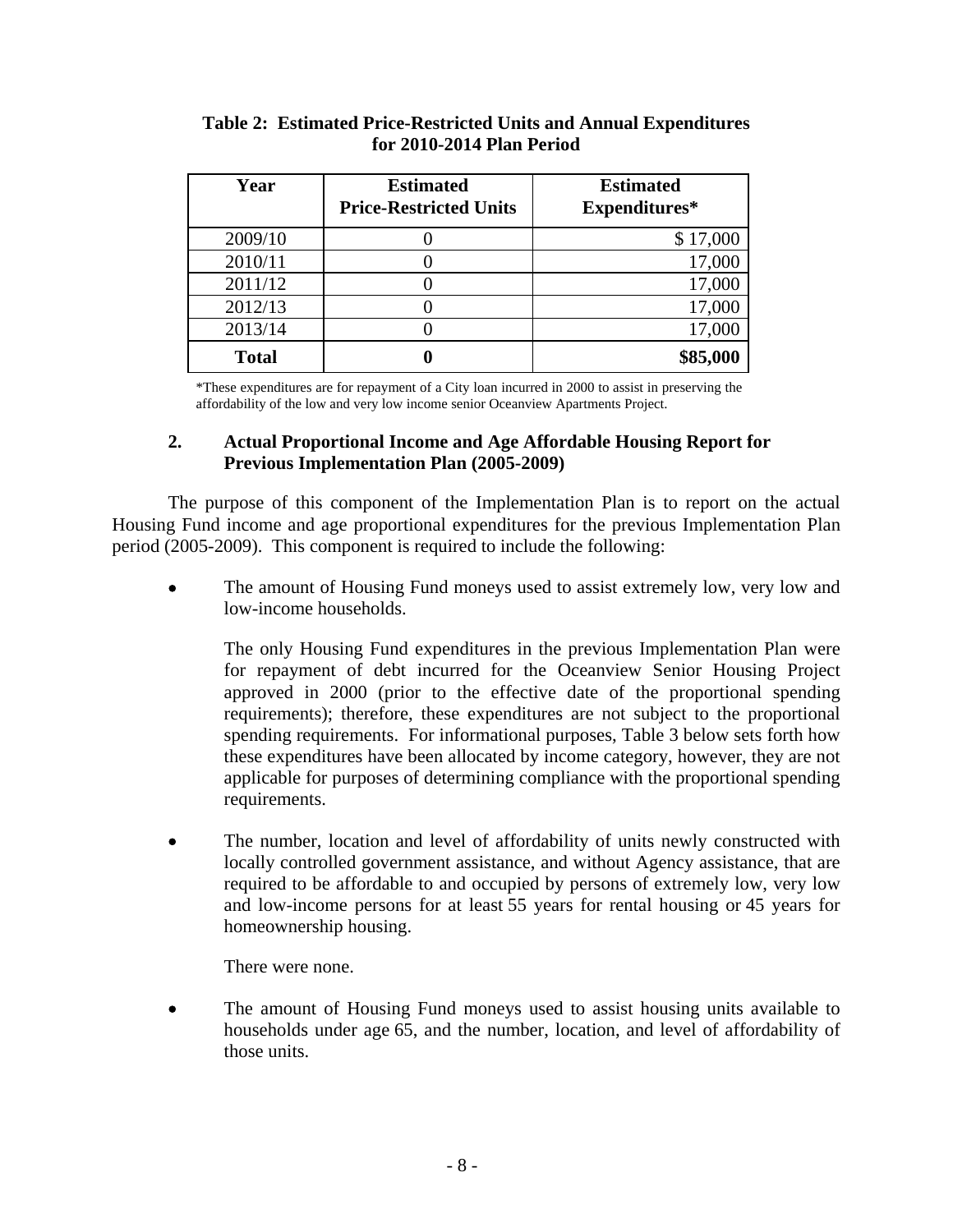**Table 2: Estimated Price-Restricted Units and Annual Expenditures for 2010-2014 Plan Period**

| Year | Estimated Price-Restricted Units | Estimated Expenditures* |
|---|---|---|
| 2009/10 | 0 | $ 17,000 |
| 2010/11 | 0 | 17,000 |
| 2011/12 | 0 | 17,000 |
| 2012/13 | 0 | 17,000 |
| 2013/14 | 0 | 17,000 |
| **Total** | **0** | **$85,000** |

*These expenditures are for repayment of a City loan incurred in 2000 to assist in preserving the affordability of the low and very low income senior Oceanview Apartments Project.

### 2. Actual Proportional Income and Age Affordable Housing Report for Previous Implementation Plan (2005-2009)

The purpose of this component of the Implementation Plan is to report on the actual Housing Fund income and age proportional expenditures for the previous Implementation Plan period (2005-2009). This component is required to include the following:

- The amount of Housing Fund moneys used to assist extremely low, very low and low-income households.

  The only Housing Fund expenditures in the previous Implementation Plan were for repayment of debt incurred for the Oceanview Senior Housing Project approved in 2000 (prior to the effective date of the proportional spending requirements); therefore, these expenditures are not subject to the proportional spending requirements. For informational purposes, Table 3 below sets forth how these expenditures have been allocated by income category, however, they are not applicable for purposes of determining compliance with the proportional spending requirements.

- The number, location and level of affordability of units newly constructed with locally controlled government assistance, and without Agency assistance, that are required to be affordable to and occupied by persons of extremely low, very low and low-income persons for at least 55 years for rental housing or 45 years for homeownership housing.

  There were none.

- The amount of Housing Fund moneys used to assist housing units available to households under age 65, and the number, location, and level of affordability of those units.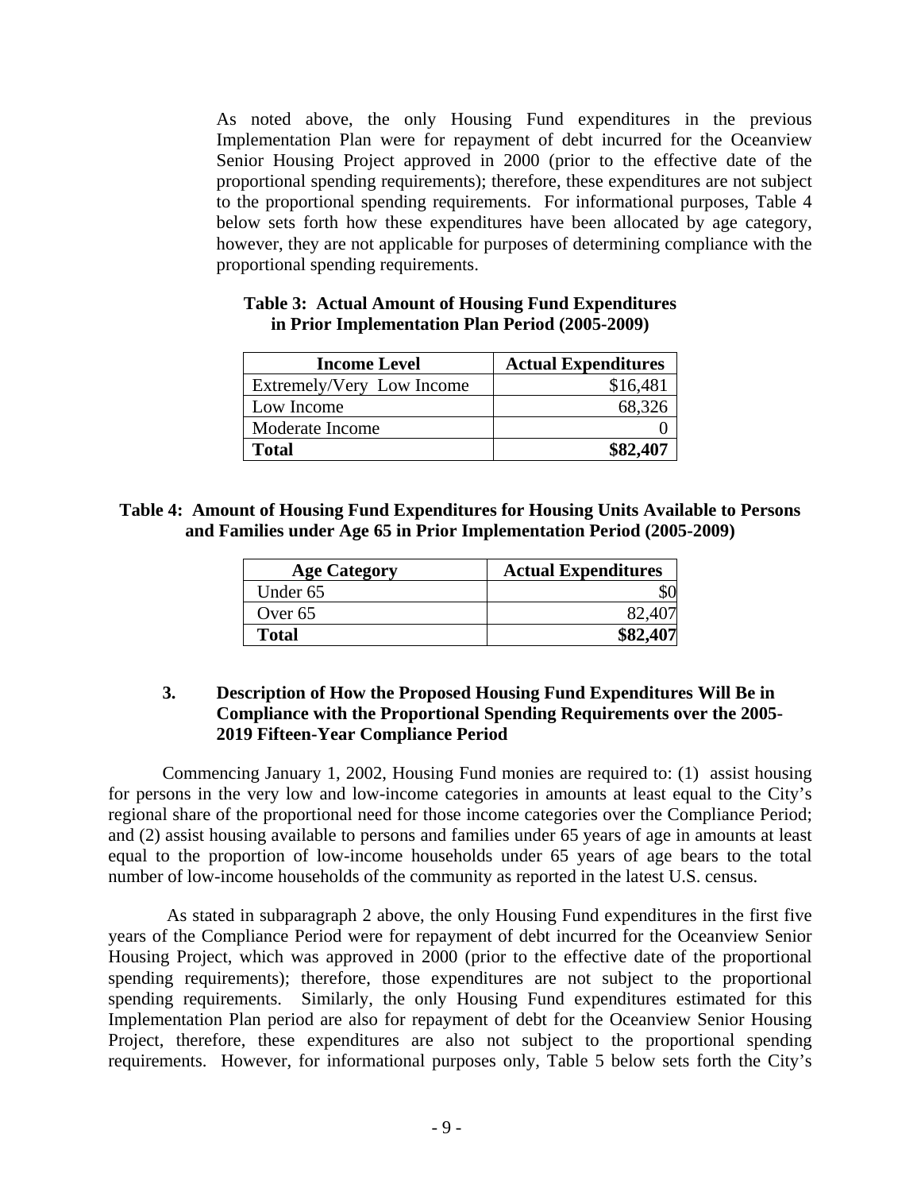As noted above, the only Housing Fund expenditures in the previous Implementation Plan were for repayment of debt incurred for the Oceanview Senior Housing Project approved in 2000 (prior to the effective date of the proportional spending requirements); therefore, these expenditures are not subject to the proportional spending requirements. For informational purposes, Table 4 below sets forth how these expenditures have been allocated by age category, however, they are not applicable for purposes of determining compliance with the proportional spending requirements.

**Table 3: Actual Amount of Housing Fund Expenditures in Prior Implementation Plan Period (2005-2009)**

| Income Level | Actual Expenditures |
|---|---:|
| Extremely/Very Low Income | $16,481 |
| Low Income | 68,326 |
| Moderate Income | 0 |
| **Total** | **$82,407** |

**Table 4: Amount of Housing Fund Expenditures for Housing Units Available to Persons and Families under Age 65 in Prior Implementation Period (2005-2009)**

| Age Category | Actual Expenditures |
|---|---:|
| Under 65 | $0 |
| Over 65 | 82,407 |
| **Total** | **$82,407** |

### 3. Description of How the Proposed Housing Fund Expenditures Will Be in Compliance with the Proportional Spending Requirements over the 2005-2019 Fifteen-Year Compliance Period

Commencing January 1, 2002, Housing Fund monies are required to: (1) assist housing for persons in the very low and low-income categories in amounts at least equal to the City's regional share of the proportional need for those income categories over the Compliance Period; and (2) assist housing available to persons and families under 65 years of age in amounts at least equal to the proportion of low-income households under 65 years of age bears to the total number of low-income households of the community as reported in the latest U.S. census.

As stated in subparagraph 2 above, the only Housing Fund expenditures in the first five years of the Compliance Period were for repayment of debt incurred for the Oceanview Senior Housing Project, which was approved in 2000 (prior to the effective date of the proportional spending requirements); therefore, those expenditures are not subject to the proportional spending requirements. Similarly, the only Housing Fund expenditures estimated for this Implementation Plan period are also for repayment of debt for the Oceanview Senior Housing Project, therefore, these expenditures are also not subject to the proportional spending requirements. However, for informational purposes only, Table 5 below sets forth the City's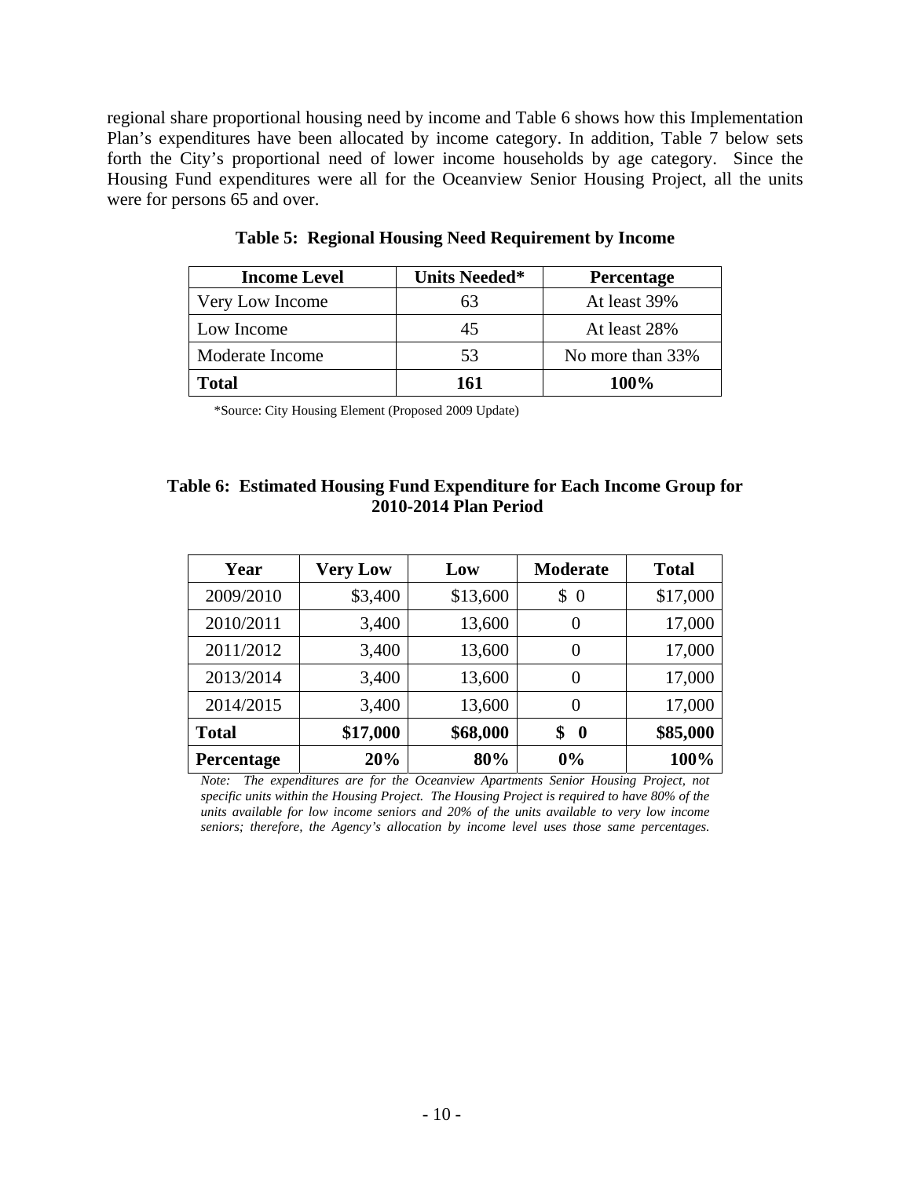regional share proportional housing need by income and Table 6 shows how this Implementation Plan's expenditures have been allocated by income category. In addition, Table 7 below sets forth the City's proportional need of lower income households by age category. Since the Housing Fund expenditures were all for the Oceanview Senior Housing Project, all the units were for persons 65 and over.

**Table 5: Regional Housing Need Requirement by Income**

| Income Level | Units Needed* | Percentage |
|---|---|---|
| Very Low Income | 63 | At least 39% |
| Low Income | 45 | At least 28% |
| Moderate Income | 53 | No more than 33% |
| **Total** | **161** | **100%** |

*Source: City Housing Element (Proposed 2009 Update)

**Table 6: Estimated Housing Fund Expenditure for Each Income Group for 2010-2014 Plan Period**

| Year | Very Low | Low | Moderate | Total |
|---|---|---|---|---|
| 2009/2010 | $3,400 | $13,600 | $ 0 | $17,000 |
| 2010/2011 | 3,400 | 13,600 | 0 | 17,000 |
| 2011/2012 | 3,400 | 13,600 | 0 | 17,000 |
| 2013/2014 | 3,400 | 13,600 | 0 | 17,000 |
| 2014/2015 | 3,400 | 13,600 | 0 | 17,000 |
| **Total** | **$17,000** | **$68,000** | **$ 0** | **$85,000** |
| **Percentage** | **20%** | **80%** | **0%** | **100%** |

*Note: The expenditures are for the Oceanview Apartments Senior Housing Project, not specific units within the Housing Project. The Housing Project is required to have 80% of the units available for low income seniors and 20% of the units available to very low income seniors; therefore, the Agency's allocation by income level uses those same percentages.*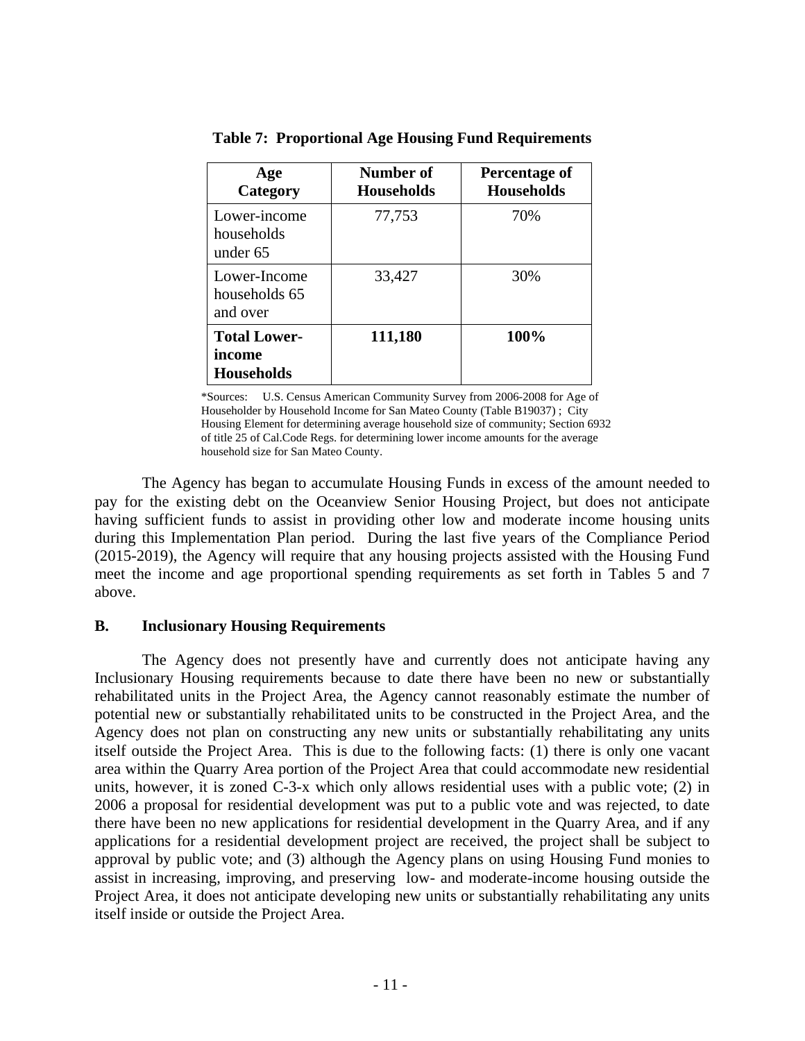**Table 7: Proportional Age Housing Fund Requirements**

| Age Category | Number of Households | Percentage of Households |
|---|---|---|
| Lower-income households under 65 | 77,753 | 70% |
| Lower-Income households 65 and over | 33,427 | 30% |
| **Total Lower-income Households** | **111,180** | **100%** |

*Sources: U.S. Census American Community Survey from 2006-2008 for Age of Householder by Household Income for San Mateo County (Table B19037) ; City Housing Element for determining average household size of community; Section 6932 of title 25 of Cal.Code Regs. for determining lower income amounts for the average household size for San Mateo County.

The Agency has began to accumulate Housing Funds in excess of the amount needed to pay for the existing debt on the Oceanview Senior Housing Project, but does not anticipate having sufficient funds to assist in providing other low and moderate income housing units during this Implementation Plan period. During the last five years of the Compliance Period (2015-2019), the Agency will require that any housing projects assisted with the Housing Fund meet the income and age proportional spending requirements as set forth in Tables 5 and 7 above.

### B. Inclusionary Housing Requirements

The Agency does not presently have and currently does not anticipate having any Inclusionary Housing requirements because to date there have been no new or substantially rehabilitated units in the Project Area, the Agency cannot reasonably estimate the number of potential new or substantially rehabilitated units to be constructed in the Project Area, and the Agency does not plan on constructing any new units or substantially rehabilitating any units itself outside the Project Area. This is due to the following facts: (1) there is only one vacant area within the Quarry Area portion of the Project Area that could accommodate new residential units, however, it is zoned C-3-x which only allows residential uses with a public vote; (2) in 2006 a proposal for residential development was put to a public vote and was rejected, to date there have been no new applications for residential development in the Quarry Area, and if any applications for a residential development project are received, the project shall be subject to approval by public vote; and (3) although the Agency plans on using Housing Fund monies to assist in increasing, improving, and preserving low- and moderate-income housing outside the Project Area, it does not anticipate developing new units or substantially rehabilitating any units itself inside or outside the Project Area.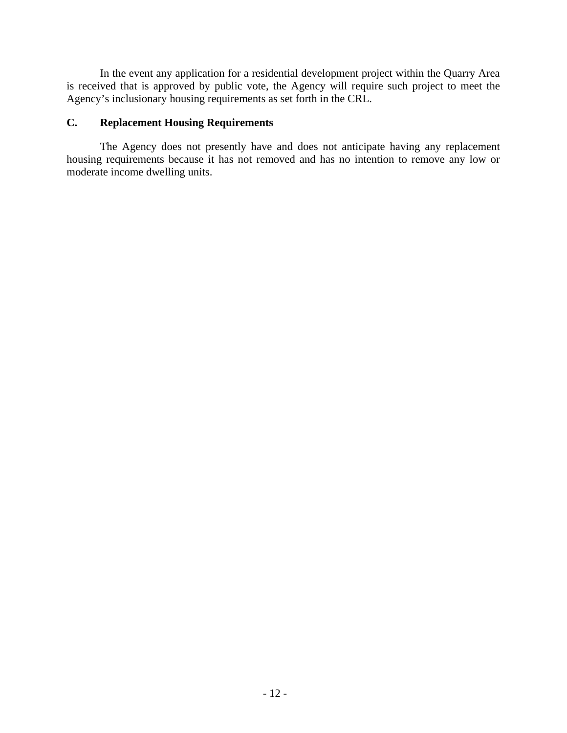In the event any application for a residential development project within the Quarry Area is received that is approved by public vote, the Agency will require such project to meet the Agency's inclusionary housing requirements as set forth in the CRL.

## C. Replacement Housing Requirements

The Agency does not presently have and does not anticipate having any replacement housing requirements because it has not removed and has no intention to remove any low or moderate income dwelling units.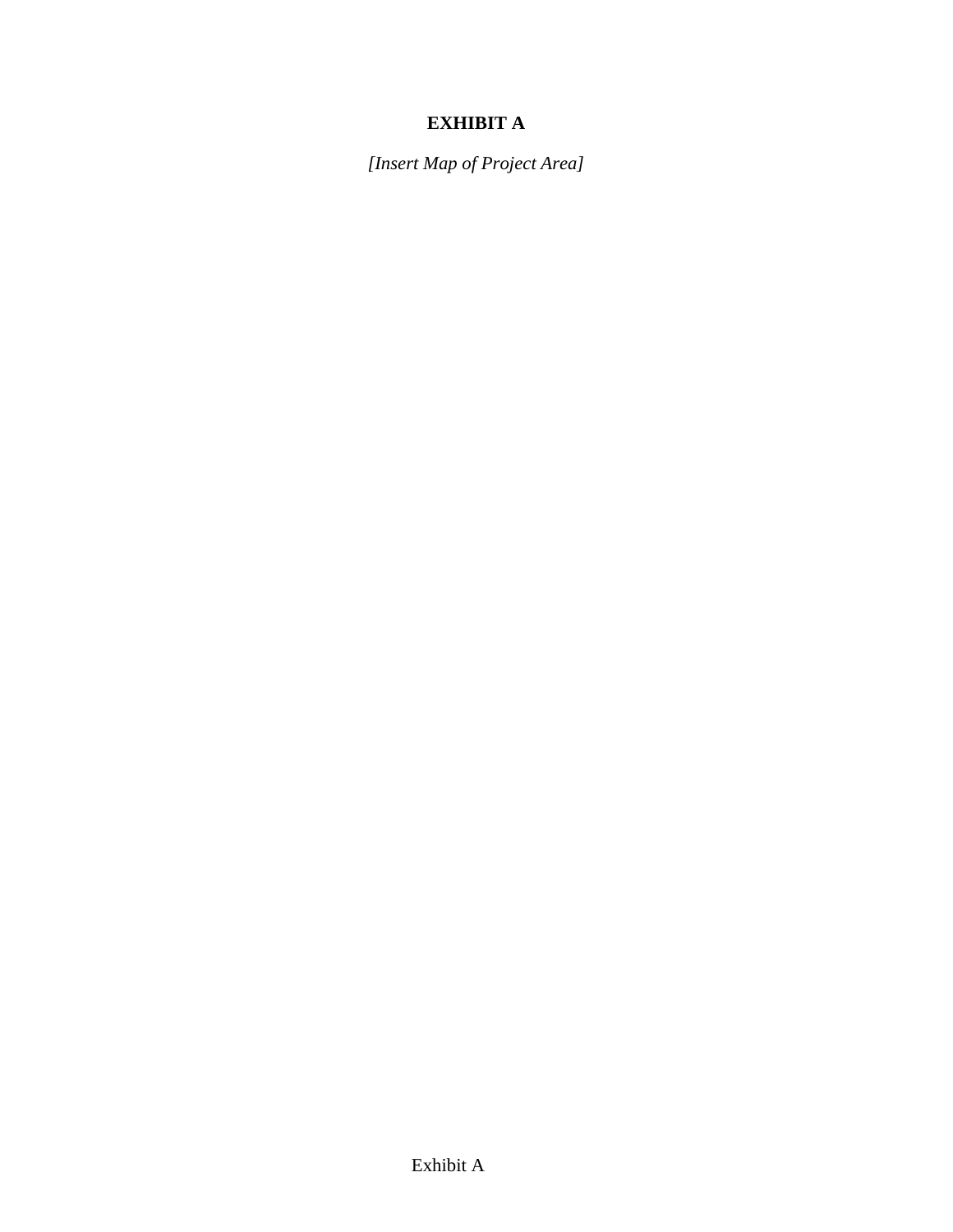# EXHIBIT A

*[Insert Map of Project Area]*